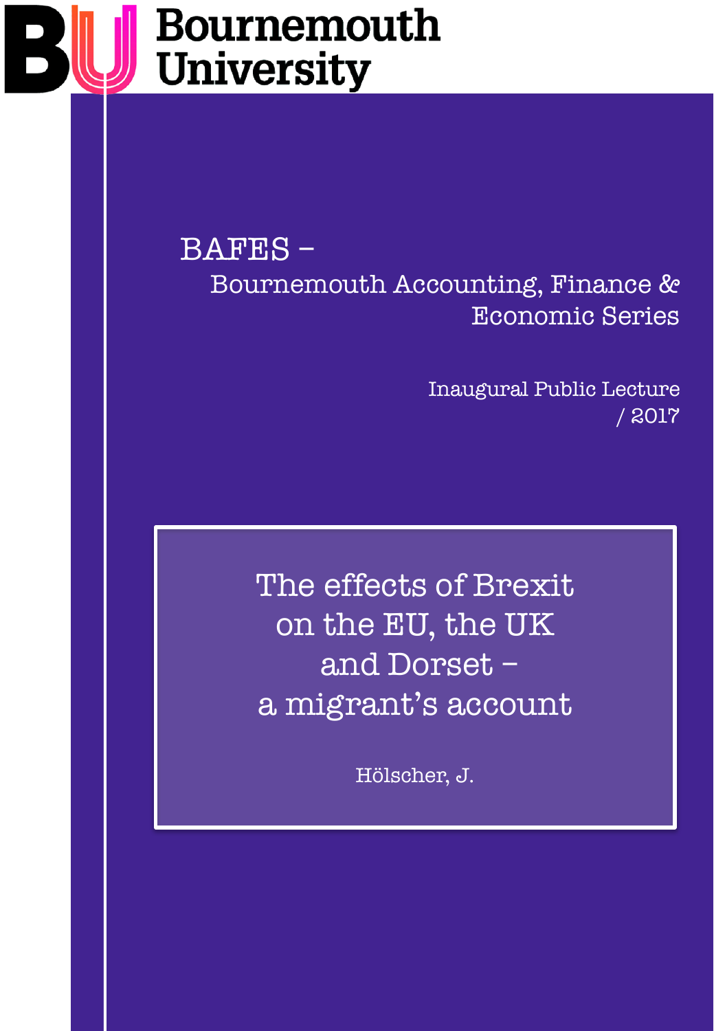Bournemouth University

BAFES –
Bournemouth Accounting, Finance & Economic Series

Inaugural Public Lecture / 2017

# The effects of Brexit on the EU, the UK and Dorset – a migrant's account

Hölscher, J.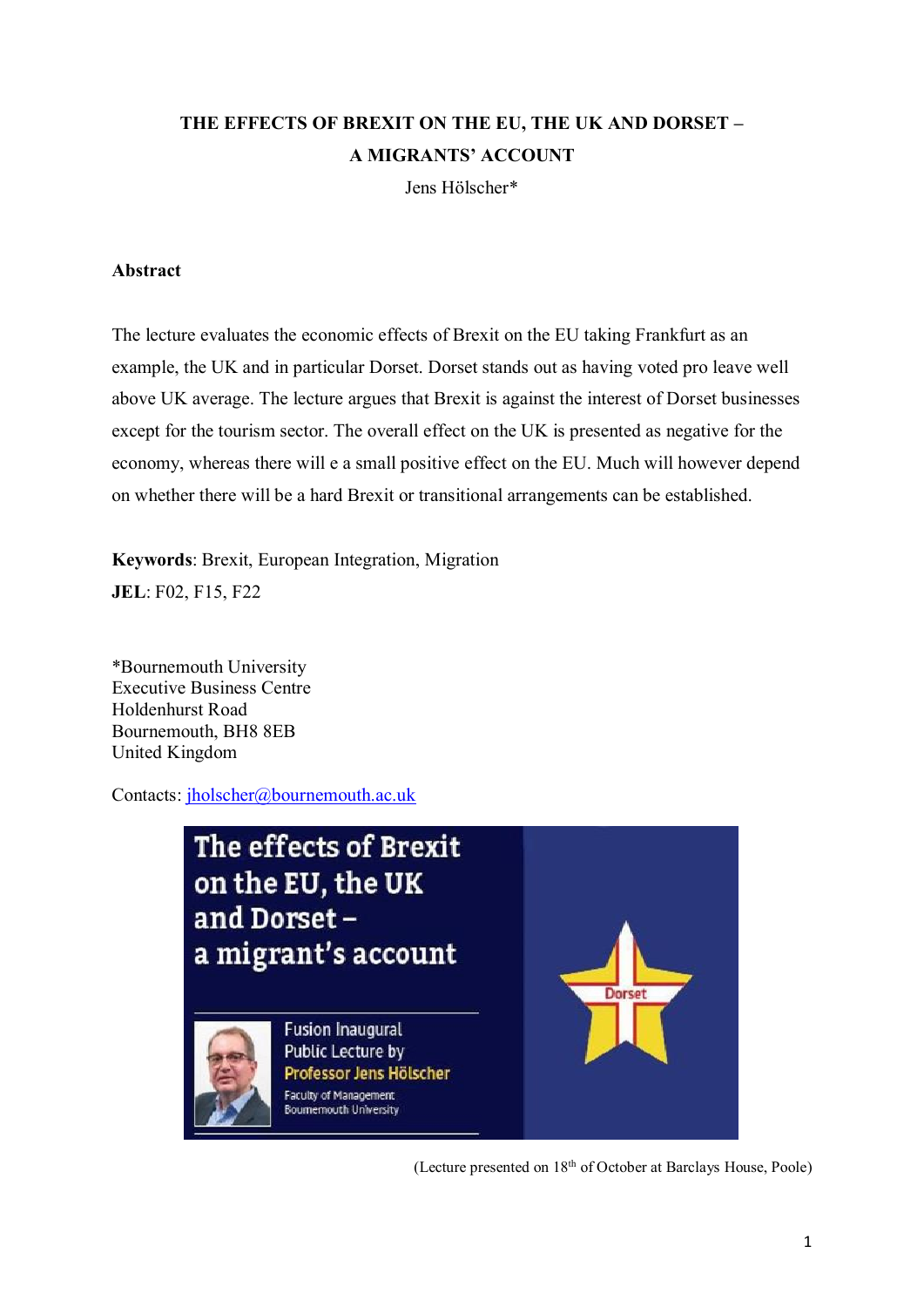**THE EFFECTS OF BREXIT ON THE EU, THE UK AND DORSET –**
**A MIGRANTS' ACCOUNT**

Jens Hölscher*

**Abstract**

The lecture evaluates the economic effects of Brexit on the EU taking Frankfurt as an example, the UK and in particular Dorset. Dorset stands out as having voted pro leave well above UK average. The lecture argues that Brexit is against the interest of Dorset businesses except for the tourism sector. The overall effect on the UK is presented as negative for the economy, whereas there will e a small positive effect on the EU. Much will however depend on whether there will be a hard Brexit or transitional arrangements can be established.

**Keywords**: Brexit, European Integration, Migration
**JEL**: F02, F15, F22

*Bournemouth University
Executive Business Centre
Holdenhurst Road
Bournemouth, BH8 8EB
United Kingdom

Contacts: jholscher@bournemouth.ac.uk

The effects of Brexit on the EU, the UK and Dorset – a migrant's account

Fusion Inaugural Public Lecture by Professor Jens Hölscher
Faculty of Management
Bournemouth University

Dorset

(Lecture presented on 18th of October at Barclays House, Poole)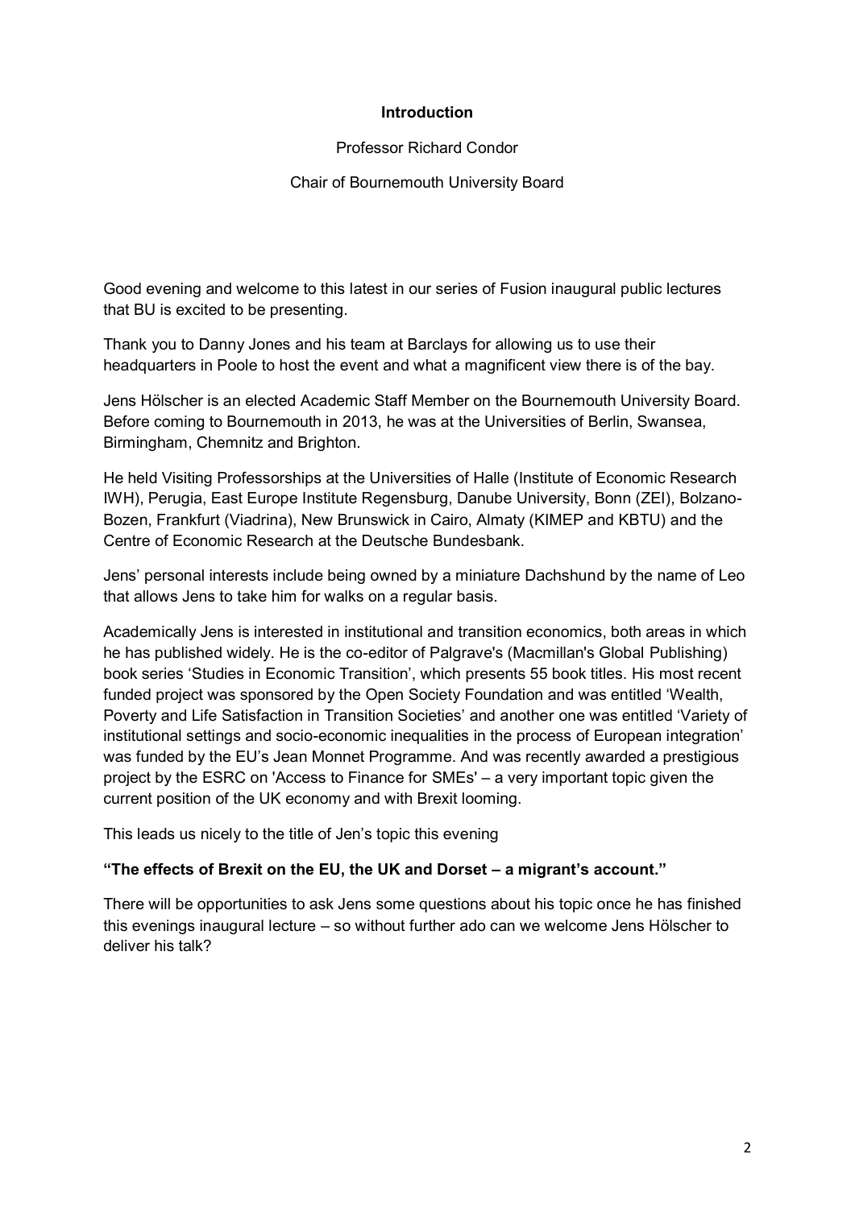**Introduction**

Professor Richard Condor

Chair of Bournemouth University Board

Good evening and welcome to this latest in our series of Fusion inaugural public lectures that BU is excited to be presenting.

Thank you to Danny Jones and his team at Barclays for allowing us to use their headquarters in Poole to host the event and what a magnificent view there is of the bay.

Jens Hölscher is an elected Academic Staff Member on the Bournemouth University Board. Before coming to Bournemouth in 2013, he was at the Universities of Berlin, Swansea, Birmingham, Chemnitz and Brighton.

He held Visiting Professorships at the Universities of Halle (Institute of Economic Research IWH), Perugia, East Europe Institute Regensburg, Danube University, Bonn (ZEI), Bolzano-Bozen, Frankfurt (Viadrina), New Brunswick in Cairo, Almaty (KIMEP and KBTU) and the Centre of Economic Research at the Deutsche Bundesbank.

Jens' personal interests include being owned by a miniature Dachshund by the name of Leo that allows Jens to take him for walks on a regular basis.

Academically Jens is interested in institutional and transition economics, both areas in which he has published widely. He is the co-editor of Palgrave's (Macmillan's Global Publishing) book series 'Studies in Economic Transition', which presents 55 book titles. His most recent funded project was sponsored by the Open Society Foundation and was entitled 'Wealth, Poverty and Life Satisfaction in Transition Societies' and another one was entitled 'Variety of institutional settings and socio-economic inequalities in the process of European integration' was funded by the EU's Jean Monnet Programme. And was recently awarded a prestigious project by the ESRC on 'Access to Finance for SMEs' – a very important topic given the current position of the UK economy and with Brexit looming.

This leads us nicely to the title of Jen's topic this evening

**"The effects of Brexit on the EU, the UK and Dorset – a migrant's account."**

There will be opportunities to ask Jens some questions about his topic once he has finished this evenings inaugural lecture – so without further ado can we welcome Jens Hölscher to deliver his talk?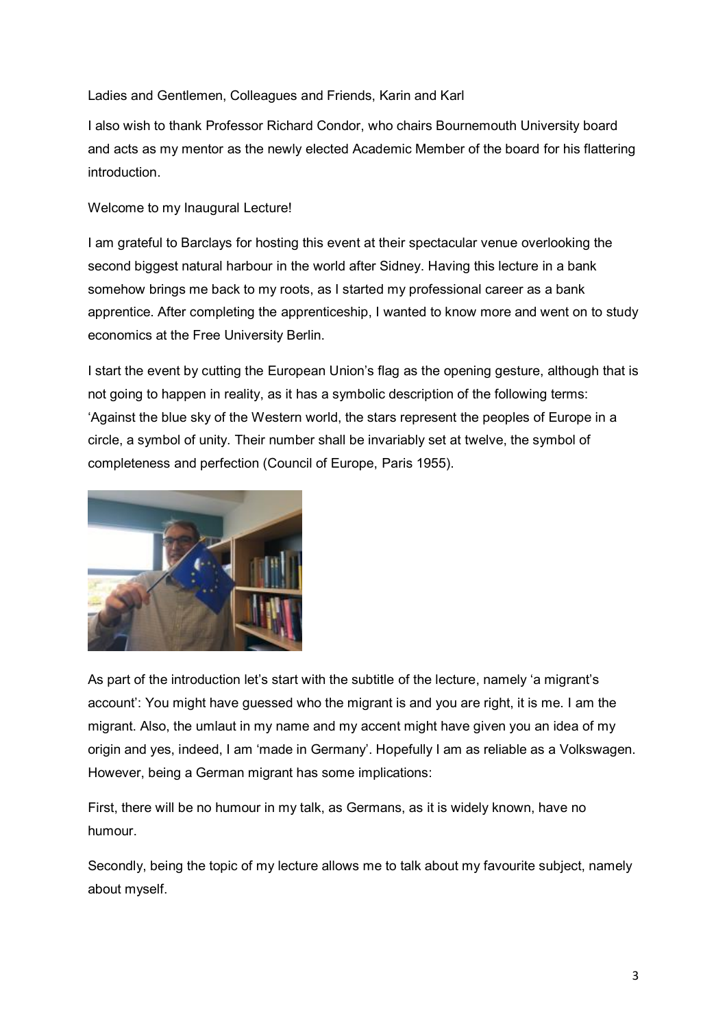Ladies and Gentlemen, Colleagues and Friends, Karin and Karl

I also wish to thank Professor Richard Condor, who chairs Bournemouth University board and acts as my mentor as the newly elected Academic Member of the board for his flattering introduction.

Welcome to my Inaugural Lecture!

I am grateful to Barclays for hosting this event at their spectacular venue overlooking the second biggest natural harbour in the world after Sidney. Having this lecture in a bank somehow brings me back to my roots, as I started my professional career as a bank apprentice. After completing the apprenticeship, I wanted to know more and went on to study economics at the Free University Berlin.

I start the event by cutting the European Union's flag as the opening gesture, although that is not going to happen in reality, as it has a symbolic description of the following terms: 'Against the blue sky of the Western world, the stars represent the peoples of Europe in a circle, a symbol of unity. Their number shall be invariably set at twelve, the symbol of completeness and perfection (Council of Europe, Paris 1955).

As part of the introduction let's start with the subtitle of the lecture, namely 'a migrant's account': You might have guessed who the migrant is and you are right, it is me. I am the migrant. Also, the umlaut in my name and my accent might have given you an idea of my origin and yes, indeed, I am 'made in Germany'. Hopefully I am as reliable as a Volkswagen. However, being a German migrant has some implications:

First, there will be no humour in my talk, as Germans, as it is widely known, have no humour.

Secondly, being the topic of my lecture allows me to talk about my favourite subject, namely about myself.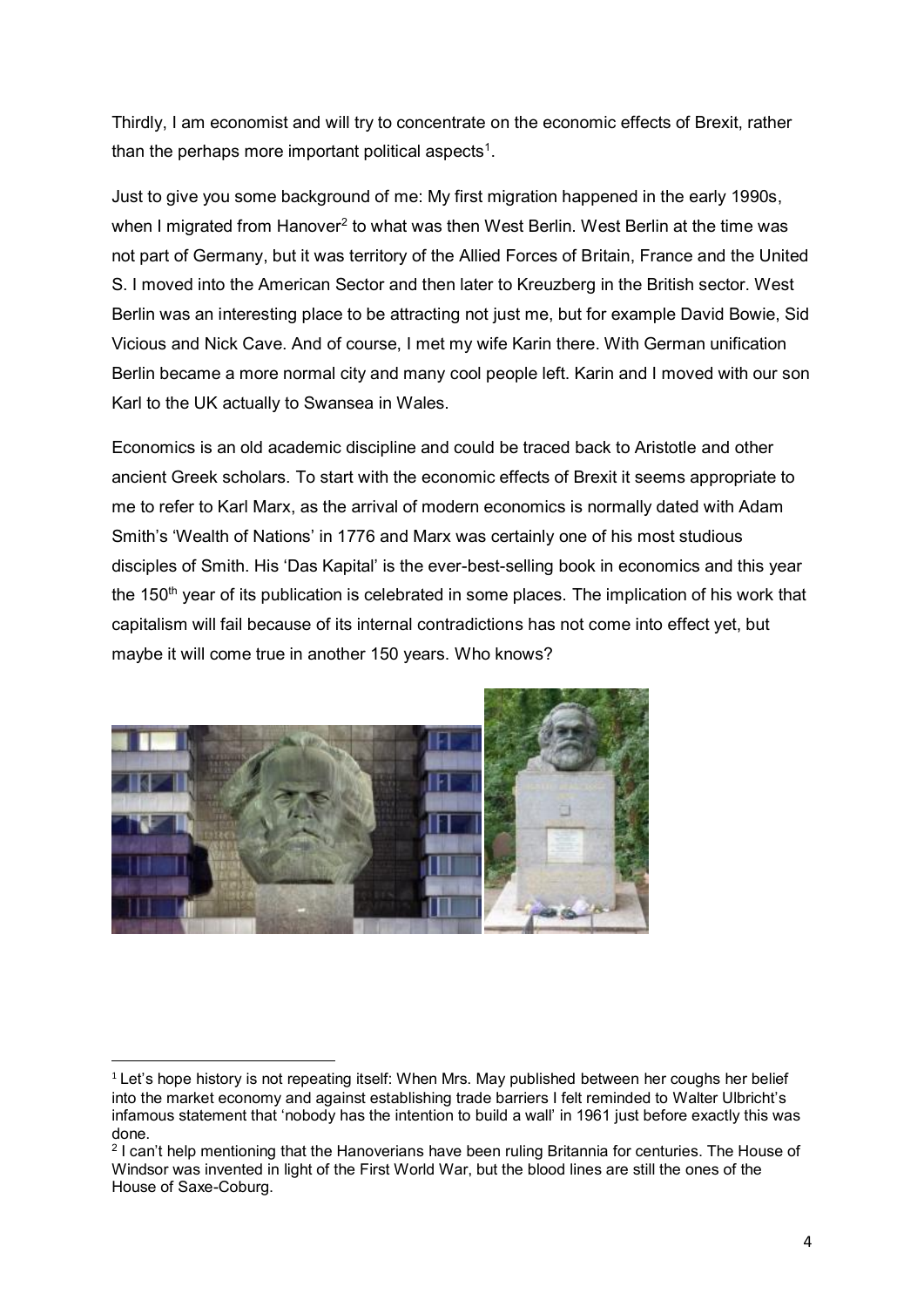Thirdly, I am economist and will try to concentrate on the economic effects of Brexit, rather than the perhaps more important political aspects[1].

Just to give you some background of me: My first migration happened in the early 1990s, when I migrated from Hanover[2] to what was then West Berlin. West Berlin at the time was not part of Germany, but it was territory of the Allied Forces of Britain, France and the United S. I moved into the American Sector and then later to Kreuzberg in the British sector. West Berlin was an interesting place to be attracting not just me, but for example David Bowie, Sid Vicious and Nick Cave. And of course, I met my wife Karin there. With German unification Berlin became a more normal city and many cool people left. Karin and I moved with our son Karl to the UK actually to Swansea in Wales.

Economics is an old academic discipline and could be traced back to Aristotle and other ancient Greek scholars. To start with the economic effects of Brexit it seems appropriate to me to refer to Karl Marx, as the arrival of modern economics is normally dated with Adam Smith's 'Wealth of Nations' in 1776 and Marx was certainly one of his most studious disciples of Smith. His 'Das Kapital' is the ever-best-selling book in economics and this year the 150th year of its publication is celebrated in some places. The implication of his work that capitalism will fail because of its internal contradictions has not come into effect yet, but maybe it will come true in another 150 years. Who knows?

---

[1] Let's hope history is not repeating itself: When Mrs. May published between her coughs her belief into the market economy and against establishing trade barriers I felt reminded to Walter Ulbricht's infamous statement that 'nobody has the intention to build a wall' in 1961 just before exactly this was done.

[2] I can't help mentioning that the Hanoverians have been ruling Britannia for centuries. The House of Windsor was invented in light of the First World War, but the blood lines are still the ones of the House of Saxe-Coburg.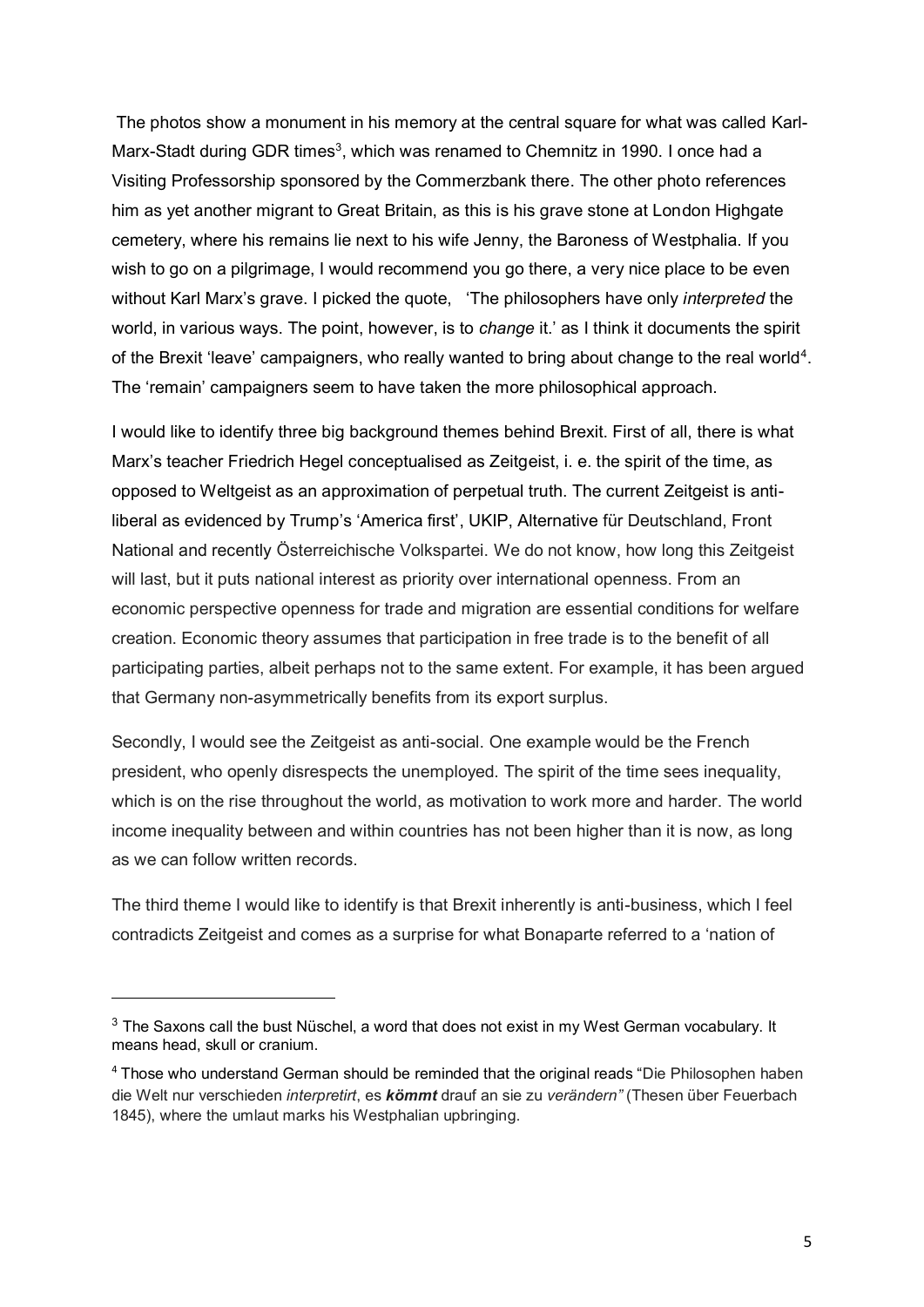The photos show a monument in his memory at the central square for what was called Karl-Marx-Stadt during GDR times[3], which was renamed to Chemnitz in 1990. I once had a Visiting Professorship sponsored by the Commerzbank there. The other photo references him as yet another migrant to Great Britain, as this is his grave stone at London Highgate cemetery, where his remains lie next to his wife Jenny, the Baroness of Westphalia. If you wish to go on a pilgrimage, I would recommend you go there, a very nice place to be even without Karl Marx's grave. I picked the quote, 'The philosophers have only *interpreted* the world, in various ways. The point, however, is to *change* it.' as I think it documents the spirit of the Brexit 'leave' campaigners, who really wanted to bring about change to the real world[4]. The 'remain' campaigners seem to have taken the more philosophical approach.

I would like to identify three big background themes behind Brexit. First of all, there is what Marx's teacher Friedrich Hegel conceptualised as Zeitgeist, i. e. the spirit of the time, as opposed to Weltgeist as an approximation of perpetual truth. The current Zeitgeist is anti-liberal as evidenced by Trump's 'America first', UKIP, Alternative für Deutschland, Front National and recently Österreichische Volkspartei. We do not know, how long this Zeitgeist will last, but it puts national interest as priority over international openness. From an economic perspective openness for trade and migration are essential conditions for welfare creation. Economic theory assumes that participation in free trade is to the benefit of all participating parties, albeit perhaps not to the same extent. For example, it has been argued that Germany non-asymmetrically benefits from its export surplus.

Secondly, I would see the Zeitgeist as anti-social. One example would be the French president, who openly disrespects the unemployed. The spirit of the time sees inequality, which is on the rise throughout the world, as motivation to work more and harder. The world income inequality between and within countries has not been higher than it is now, as long as we can follow written records.

The third theme I would like to identify is that Brexit inherently is anti-business, which I feel contradicts Zeitgeist and comes as a surprise for what Bonaparte referred to a 'nation of

---

[3] The Saxons call the bust Nüschel, a word that does not exist in my West German vocabulary. It means head, skull or cranium.

[4] Those who understand German should be reminded that the original reads "Die Philosophen haben die Welt nur verschieden *interpretirt*, es ***kömmt*** drauf an sie zu *verändern"* (Thesen über Feuerbach 1845), where the umlaut marks his Westphalian upbringing.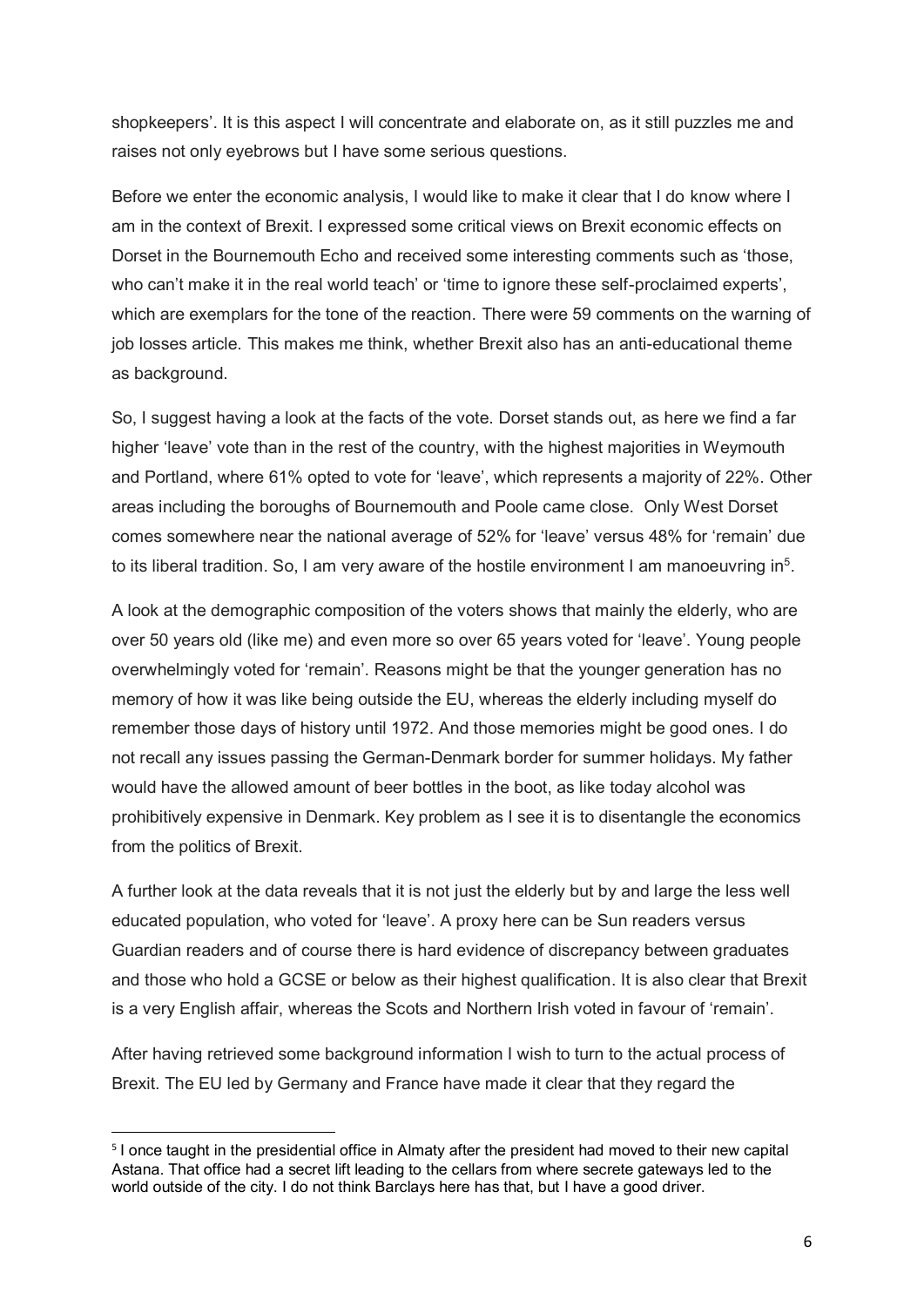shopkeepers'. It is this aspect I will concentrate and elaborate on, as it still puzzles me and raises not only eyebrows but I have some serious questions.

Before we enter the economic analysis, I would like to make it clear that I do know where I am in the context of Brexit. I expressed some critical views on Brexit economic effects on Dorset in the Bournemouth Echo and received some interesting comments such as 'those, who can't make it in the real world teach' or 'time to ignore these self-proclaimed experts', which are exemplars for the tone of the reaction. There were 59 comments on the warning of job losses article. This makes me think, whether Brexit also has an anti-educational theme as background.

So, I suggest having a look at the facts of the vote. Dorset stands out, as here we find a far higher 'leave' vote than in the rest of the country, with the highest majorities in Weymouth and Portland, where 61% opted to vote for 'leave', which represents a majority of 22%. Other areas including the boroughs of Bournemouth and Poole came close. Only West Dorset comes somewhere near the national average of 52% for 'leave' versus 48% for 'remain' due to its liberal tradition. So, I am very aware of the hostile environment I am manoeuvring in[5].

A look at the demographic composition of the voters shows that mainly the elderly, who are over 50 years old (like me) and even more so over 65 years voted for 'leave'. Young people overwhelmingly voted for 'remain'. Reasons might be that the younger generation has no memory of how it was like being outside the EU, whereas the elderly including myself do remember those days of history until 1972. And those memories might be good ones. I do not recall any issues passing the German-Denmark border for summer holidays. My father would have the allowed amount of beer bottles in the boot, as like today alcohol was prohibitively expensive in Denmark. Key problem as I see it is to disentangle the economics from the politics of Brexit.

A further look at the data reveals that it is not just the elderly but by and large the less well educated population, who voted for 'leave'. A proxy here can be Sun readers versus Guardian readers and of course there is hard evidence of discrepancy between graduates and those who hold a GCSE or below as their highest qualification. It is also clear that Brexit is a very English affair, whereas the Scots and Northern Irish voted in favour of 'remain'.

After having retrieved some background information I wish to turn to the actual process of Brexit. The EU led by Germany and France have made it clear that they regard the

---

[5] I once taught in the presidential office in Almaty after the president had moved to their new capital Astana. That office had a secret lift leading to the cellars from where secrete gateways led to the world outside of the city. I do not think Barclays here has that, but I have a good driver.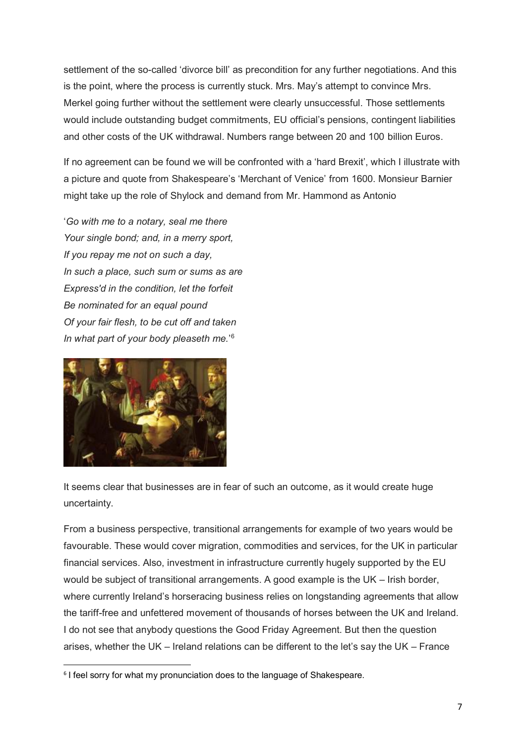settlement of the so-called 'divorce bill' as precondition for any further negotiations. And this is the point, where the process is currently stuck. Mrs. May's attempt to convince Mrs. Merkel going further without the settlement were clearly unsuccessful. Those settlements would include outstanding budget commitments, EU official's pensions, contingent liabilities and other costs of the UK withdrawal. Numbers range between 20 and 100 billion Euros.

If no agreement can be found we will be confronted with a 'hard Brexit', which I illustrate with a picture and quote from Shakespeare's 'Merchant of Venice' from 1600. Monsieur Barnier might take up the role of Shylock and demand from Mr. Hammond as Antonio

'*Go with me to a notary, seal me there*
*Your single bond; and, in a merry sport,*
*If you repay me not on such a day,*
*In such a place, such sum or sums as are*
*Express'd in the condition, let the forfeit*
*Be nominated for an equal pound*
*Of your fair flesh, to be cut off and taken*
*In what part of your body pleaseth me.*'[6]

It seems clear that businesses are in fear of such an outcome, as it would create huge uncertainty.

From a business perspective, transitional arrangements for example of two years would be favourable. These would cover migration, commodities and services, for the UK in particular financial services. Also, investment in infrastructure currently hugely supported by the EU would be subject of transitional arrangements. A good example is the UK – Irish border, where currently Ireland's horseracing business relies on longstanding agreements that allow the tariff-free and unfettered movement of thousands of horses between the UK and Ireland. I do not see that anybody questions the Good Friday Agreement. But then the question arises, whether the UK – Ireland relations can be different to the let's say the UK – France

[6] I feel sorry for what my pronunciation does to the language of Shakespeare.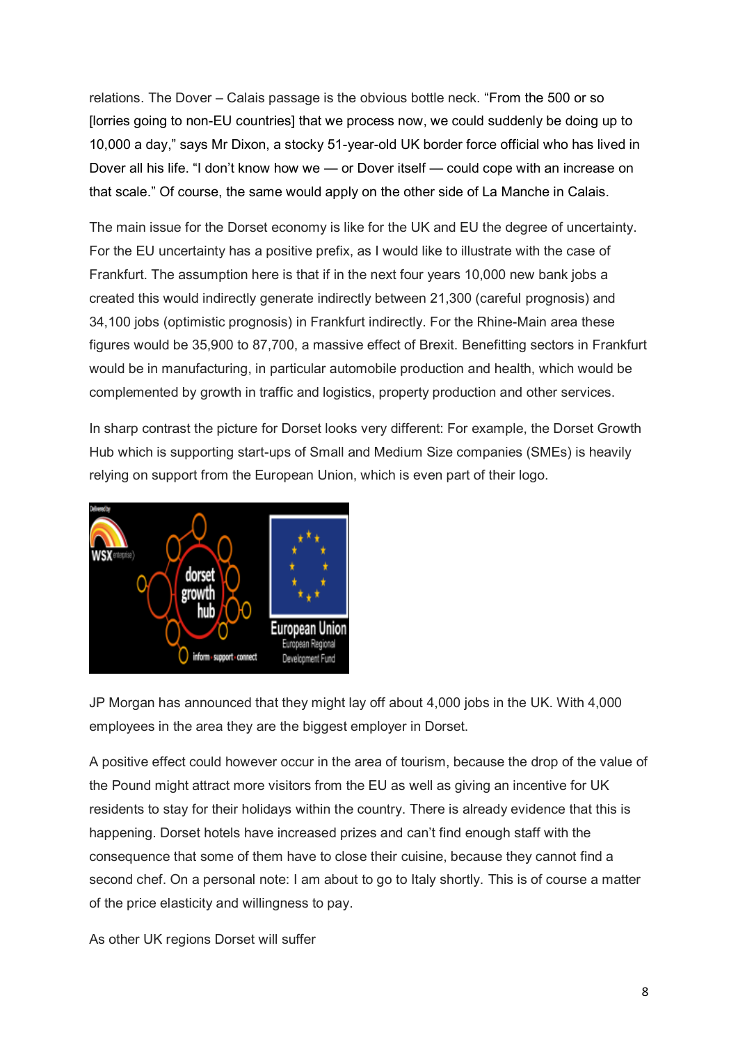relations. The Dover – Calais passage is the obvious bottle neck. "From the 500 or so [lorries going to non-EU countries] that we process now, we could suddenly be doing up to 10,000 a day," says Mr Dixon, a stocky 51-year-old UK border force official who has lived in Dover all his life. "I don't know how we — or Dover itself — could cope with an increase on that scale." Of course, the same would apply on the other side of La Manche in Calais.

The main issue for the Dorset economy is like for the UK and EU the degree of uncertainty. For the EU uncertainty has a positive prefix, as I would like to illustrate with the case of Frankfurt. The assumption here is that if in the next four years 10,000 new bank jobs a created this would indirectly generate indirectly between 21,300 (careful prognosis) and 34,100 jobs (optimistic prognosis) in Frankfurt indirectly. For the Rhine-Main area these figures would be 35,900 to 87,700, a massive effect of Brexit. Benefitting sectors in Frankfurt would be in manufacturing, in particular automobile production and health, which would be complemented by growth in traffic and logistics, property production and other services.

In sharp contrast the picture for Dorset looks very different: For example, the Dorset Growth Hub which is supporting start-ups of Small and Medium Size companies (SMEs) is heavily relying on support from the European Union, which is even part of their logo.

JP Morgan has announced that they might lay off about 4,000 jobs in the UK. With 4,000 employees in the area they are the biggest employer in Dorset.

A positive effect could however occur in the area of tourism, because the drop of the value of the Pound might attract more visitors from the EU as well as giving an incentive for UK residents to stay for their holidays within the country. There is already evidence that this is happening. Dorset hotels have increased prizes and can't find enough staff with the consequence that some of them have to close their cuisine, because they cannot find a second chef. On a personal note: I am about to go to Italy shortly. This is of course a matter of the price elasticity and willingness to pay.

As other UK regions Dorset will suffer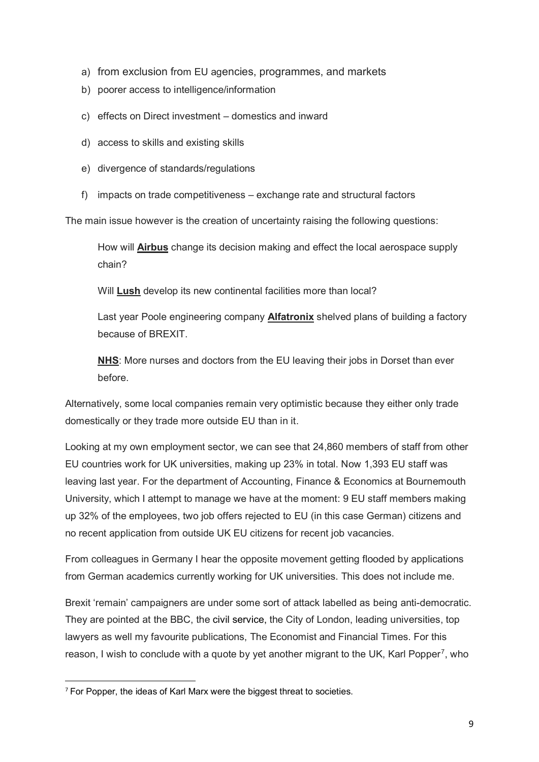a) from exclusion from EU agencies, programmes, and markets
b) poorer access to intelligence/information
c) effects on Direct investment – domestics and inward
d) access to skills and existing skills
e) divergence of standards/regulations
f) impacts on trade competitiveness – exchange rate and structural factors

The main issue however is the creation of uncertainty raising the following questions:

> How will **Airbus** change its decision making and effect the local aerospace supply chain?
>
> Will **Lush** develop its new continental facilities more than local?
>
> Last year Poole engineering company **Alfatronix** shelved plans of building a factory because of BREXIT.
>
> **NHS**: More nurses and doctors from the EU leaving their jobs in Dorset than ever before.

Alternatively, some local companies remain very optimistic because they either only trade domestically or they trade more outside EU than in it.

Looking at my own employment sector, we can see that 24,860 members of staff from other EU countries work for UK universities, making up 23% in total. Now 1,393 EU staff was leaving last year. For the department of Accounting, Finance & Economics at Bournemouth University, which I attempt to manage we have at the moment: 9 EU staff members making up 32% of the employees, two job offers rejected to EU (in this case German) citizens and no recent application from outside UK EU citizens for recent job vacancies.

From colleagues in Germany I hear the opposite movement getting flooded by applications from German academics currently working for UK universities. This does not include me.

Brexit 'remain' campaigners are under some sort of attack labelled as being anti-democratic. They are pointed at the BBC, the civil service, the City of London, leading universities, top lawyers as well my favourite publications, The Economist and Financial Times. For this reason, I wish to conclude with a quote by yet another migrant to the UK, Karl Popper[7], who

[7] For Popper, the ideas of Karl Marx were the biggest threat to societies.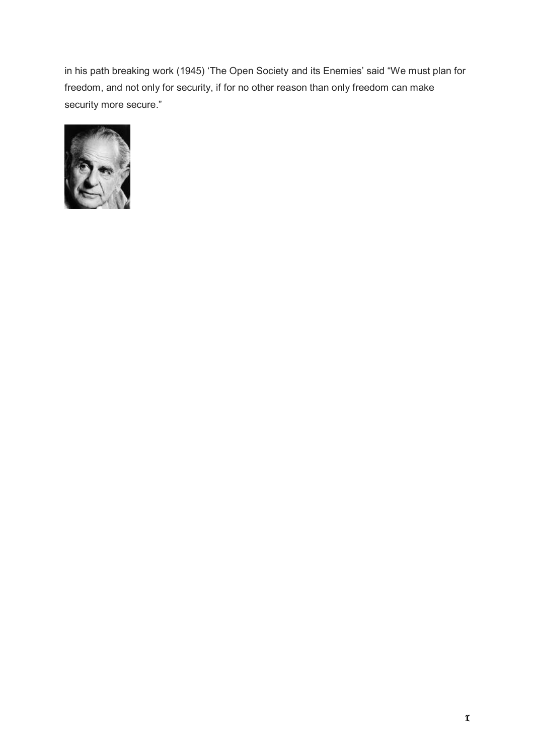in his path breaking work (1945) ‘The Open Society and its Enemies’ said “We must plan for freedom, and not only for security, if for no other reason than only freedom can make security more secure.”